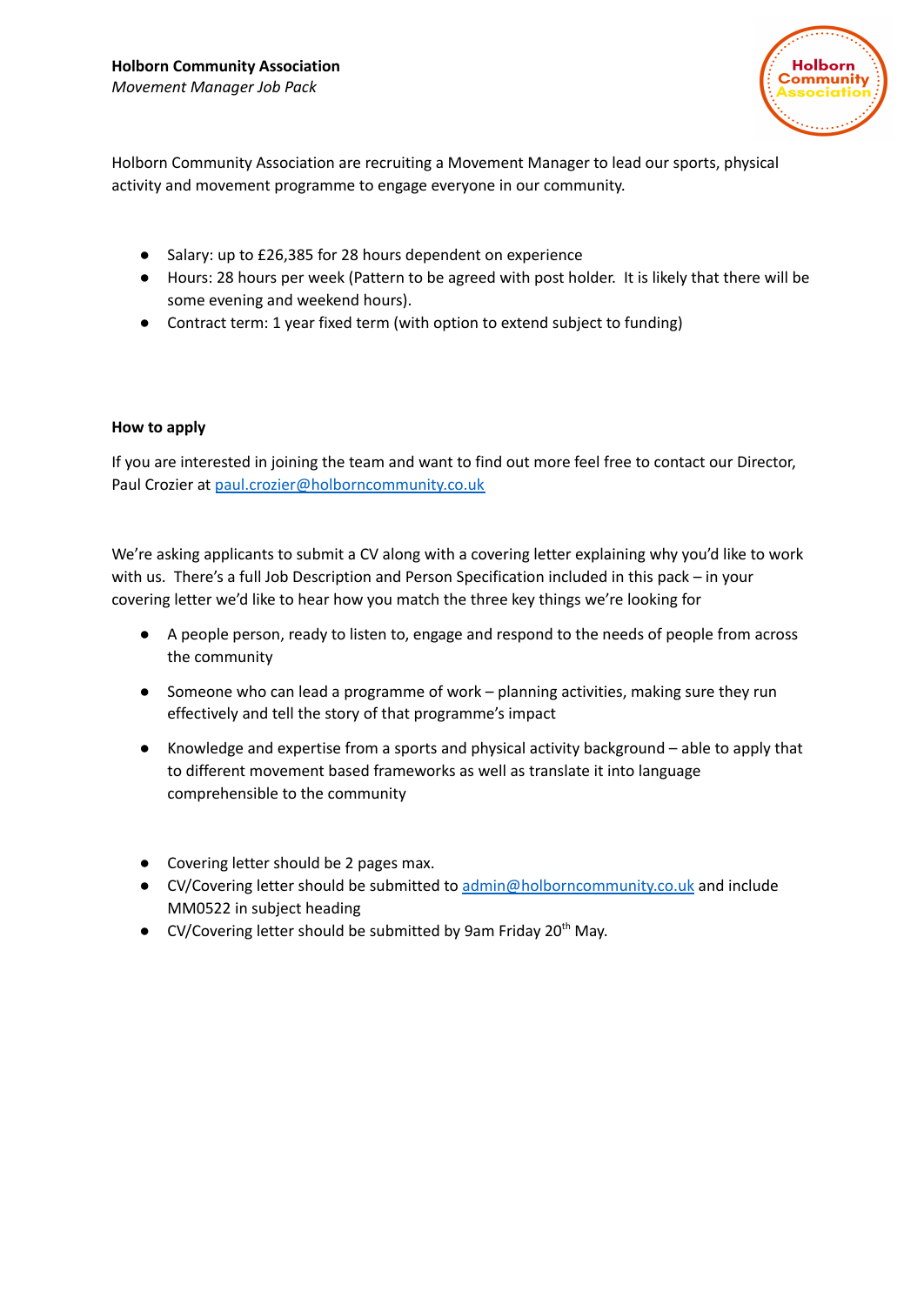**Holborn Community Association**

*Movement Manager Job Pack*

Holborn Community Association are recruiting a Movement Manager to lead our sports, physical activity and movement programme to engage everyone in our community.

- Salary: up to £26,385 for 28 hours dependent on experience
- Hours: 28 hours per week (Pattern to be agreed with post holder. It is likely that there will be some evening and weekend hours).
- Contract term: 1 year fixed term (with option to extend subject to funding)

**How to apply**

If you are interested in joining the team and want to find out more feel free to contact our Director, Paul Crozier at paul.crozier@holborncommunity.co.uk

We're asking applicants to submit a CV along with a covering letter explaining why you'd like to work with us. There's a full Job Description and Person Specification included in this pack – in your covering letter we'd like to hear how you match the three key things we're looking for

- A people person, ready to listen to, engage and respond to the needs of people from across the community
- Someone who can lead a programme of work – planning activities, making sure they run effectively and tell the story of that programme's impact
- Knowledge and expertise from a sports and physical activity background – able to apply that to different movement based frameworks as well as translate it into language comprehensible to the community

- Covering letter should be 2 pages max.
- CV/Covering letter should be submitted to admin@holborncommunity.co.uk and include MM0522 in subject heading
- CV/Covering letter should be submitted by 9am Friday 20th May.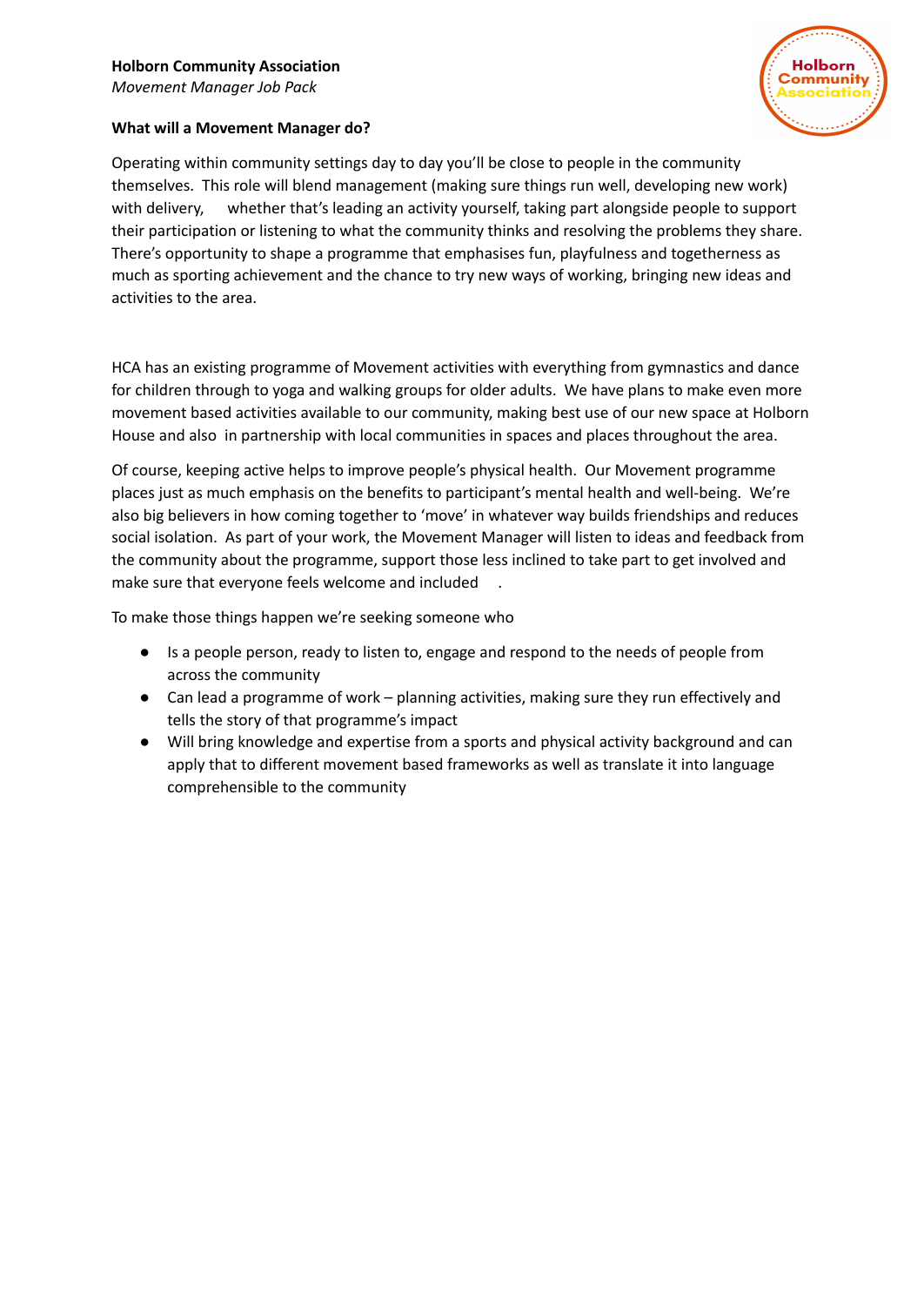**Holborn Community Association**
*Movement Manager Job Pack*

**What will a Movement Manager do?**

Operating within community settings day to day you'll be close to people in the community themselves. This role will blend management (making sure things run well, developing new work) with delivery, whether that's leading an activity yourself, taking part alongside people to support their participation or listening to what the community thinks and resolving the problems they share. There's opportunity to shape a programme that emphasises fun, playfulness and togetherness as much as sporting achievement and the chance to try new ways of working, bringing new ideas and activities to the area.

HCA has an existing programme of Movement activities with everything from gymnastics and dance for children through to yoga and walking groups for older adults. We have plans to make even more movement based activities available to our community, making best use of our new space at Holborn House and also in partnership with local communities in spaces and places throughout the area.

Of course, keeping active helps to improve people's physical health. Our Movement programme places just as much emphasis on the benefits to participant's mental health and well-being. We're also big believers in how coming together to 'move' in whatever way builds friendships and reduces social isolation. As part of your work, the Movement Manager will listen to ideas and feedback from the community about the programme, support those less inclined to take part to get involved and make sure that everyone feels welcome and included.

To make those things happen we're seeking someone who

- Is a people person, ready to listen to, engage and respond to the needs of people from across the community
- Can lead a programme of work – planning activities, making sure they run effectively and tells the story of that programme's impact
- Will bring knowledge and expertise from a sports and physical activity background and can apply that to different movement based frameworks as well as translate it into language comprehensible to the community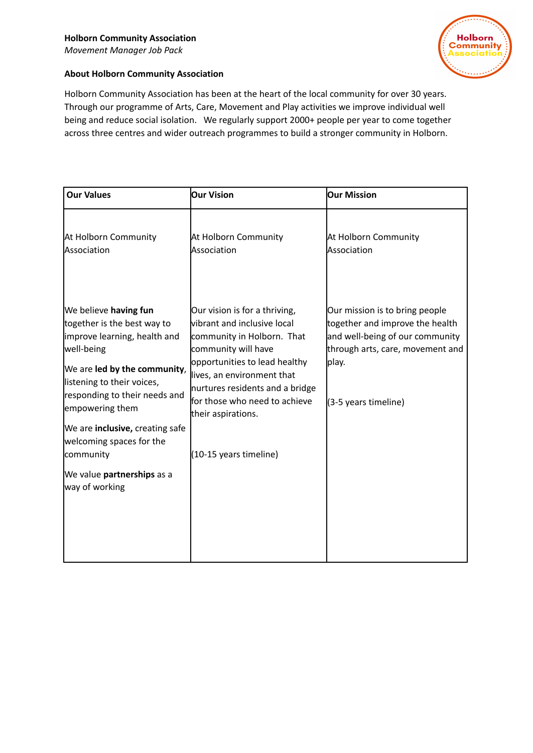**Holborn Community Association**
*Movement Manager Job Pack*

**About Holborn Community Association**

Holborn Community Association has been at the heart of the local community for over 30 years. Through our programme of Arts, Care, Movement and Play activities we improve individual well being and reduce social isolation. We regularly support 2000+ people per year to come together across three centres and wider outreach programmes to build a stronger community in Holborn.

| Our Values | Our Vision | Our Mission |
|---|---|---|
| At Holborn Community Association<br><br>We believe **having fun** together is the best way to improve learning, health and well-being<br><br>We are **led by the community**, listening to their voices, responding to their needs and empowering them<br><br>We are **inclusive,** creating safe welcoming spaces for the community<br><br>We value **partnerships** as a way of working | At Holborn Community Association<br><br>Our vision is for a thriving, vibrant and inclusive local community in Holborn. That community will have opportunities to lead healthy lives, an environment that nurtures residents and a bridge for those who need to achieve their aspirations.<br><br>(10-15 years timeline) | At Holborn Community Association<br><br>Our mission is to bring people together and improve the health and well-being of our community through arts, care, movement and play.<br><br>(3-5 years timeline) |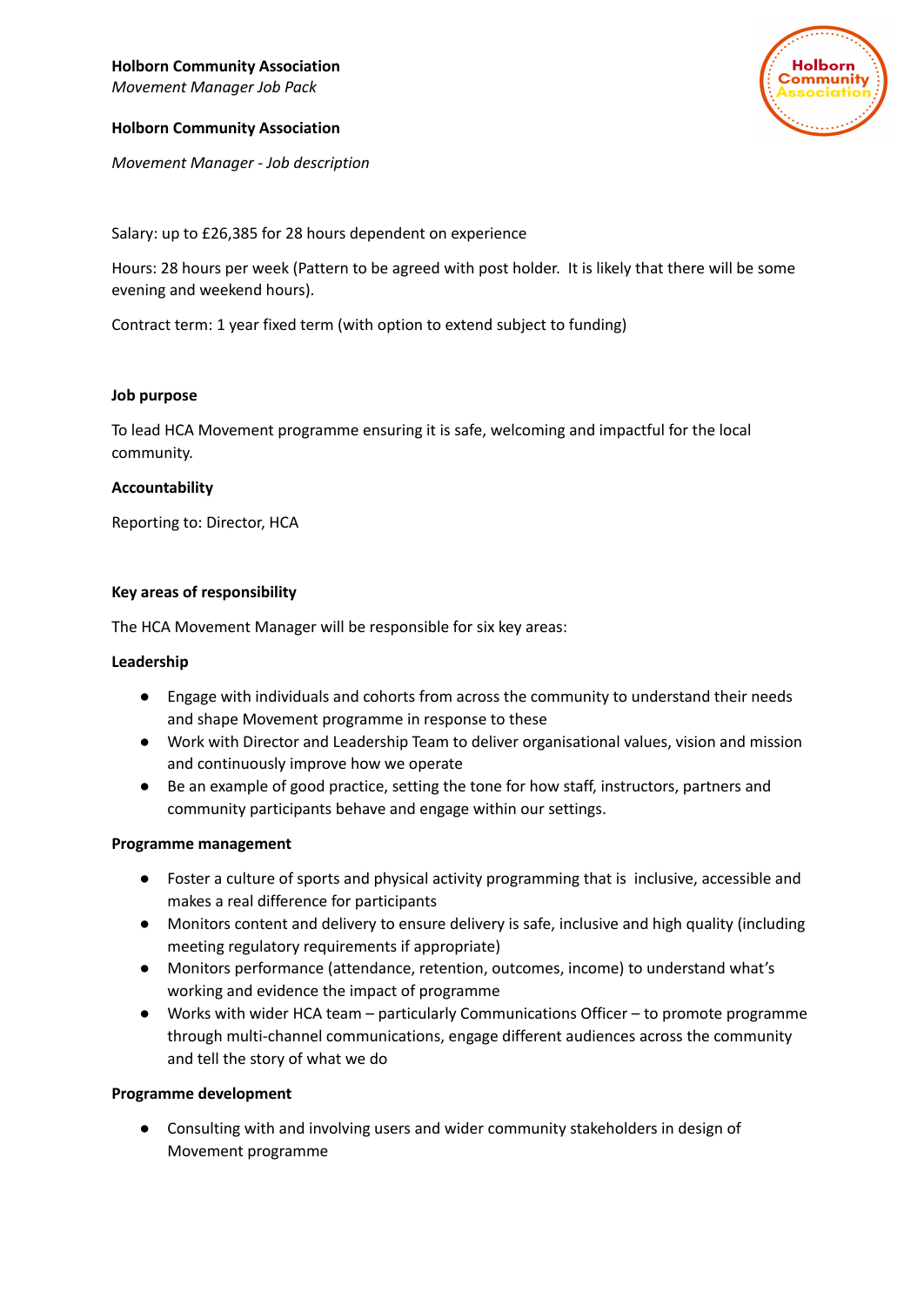**Holborn Community Association**
*Movement Manager Job Pack*

**Holborn Community Association**

*Movement Manager - Job description*

Salary: up to £26,385 for 28 hours dependent on experience

Hours: 28 hours per week (Pattern to be agreed with post holder. It is likely that there will be some evening and weekend hours).

Contract term: 1 year fixed term (with option to extend subject to funding)

**Job purpose**

To lead HCA Movement programme ensuring it is safe, welcoming and impactful for the local community.

**Accountability**

Reporting to: Director, HCA

**Key areas of responsibility**

The HCA Movement Manager will be responsible for six key areas:

**Leadership**

- Engage with individuals and cohorts from across the community to understand their needs and shape Movement programme in response to these
- Work with Director and Leadership Team to deliver organisational values, vision and mission and continuously improve how we operate
- Be an example of good practice, setting the tone for how staff, instructors, partners and community participants behave and engage within our settings.

**Programme management**

- Foster a culture of sports and physical activity programming that is inclusive, accessible and makes a real difference for participants
- Monitors content and delivery to ensure delivery is safe, inclusive and high quality (including meeting regulatory requirements if appropriate)
- Monitors performance (attendance, retention, outcomes, income) to understand what's working and evidence the impact of programme
- Works with wider HCA team – particularly Communications Officer – to promote programme through multi-channel communications, engage different audiences across the community and tell the story of what we do

**Programme development**

- Consulting with and involving users and wider community stakeholders in design of Movement programme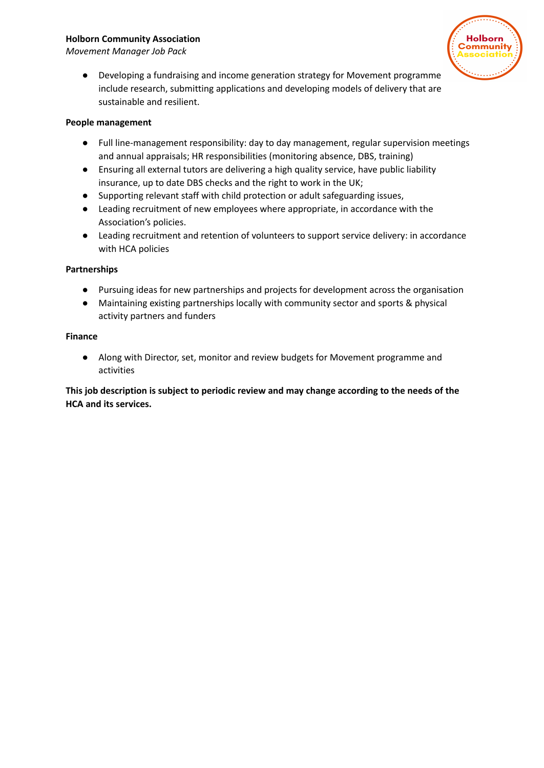- Developing a fundraising and income generation strategy for Movement programme include research, submitting applications and developing models of delivery that are sustainable and resilient.

**People management**

- Full line-management responsibility: day to day management, regular supervision meetings and annual appraisals; HR responsibilities (monitoring absence, DBS, training)
- Ensuring all external tutors are delivering a high quality service, have public liability insurance, up to date DBS checks and the right to work in the UK;
- Supporting relevant staff with child protection or adult safeguarding issues,
- Leading recruitment of new employees where appropriate, in accordance with the Association's policies.
- Leading recruitment and retention of volunteers to support service delivery: in accordance with HCA policies

**Partnerships**

- Pursuing ideas for new partnerships and projects for development across the organisation
- Maintaining existing partnerships locally with community sector and sports & physical activity partners and funders

**Finance**

- Along with Director, set, monitor and review budgets for Movement programme and activities

**This job description is subject to periodic review and may change according to the needs of the HCA and its services.**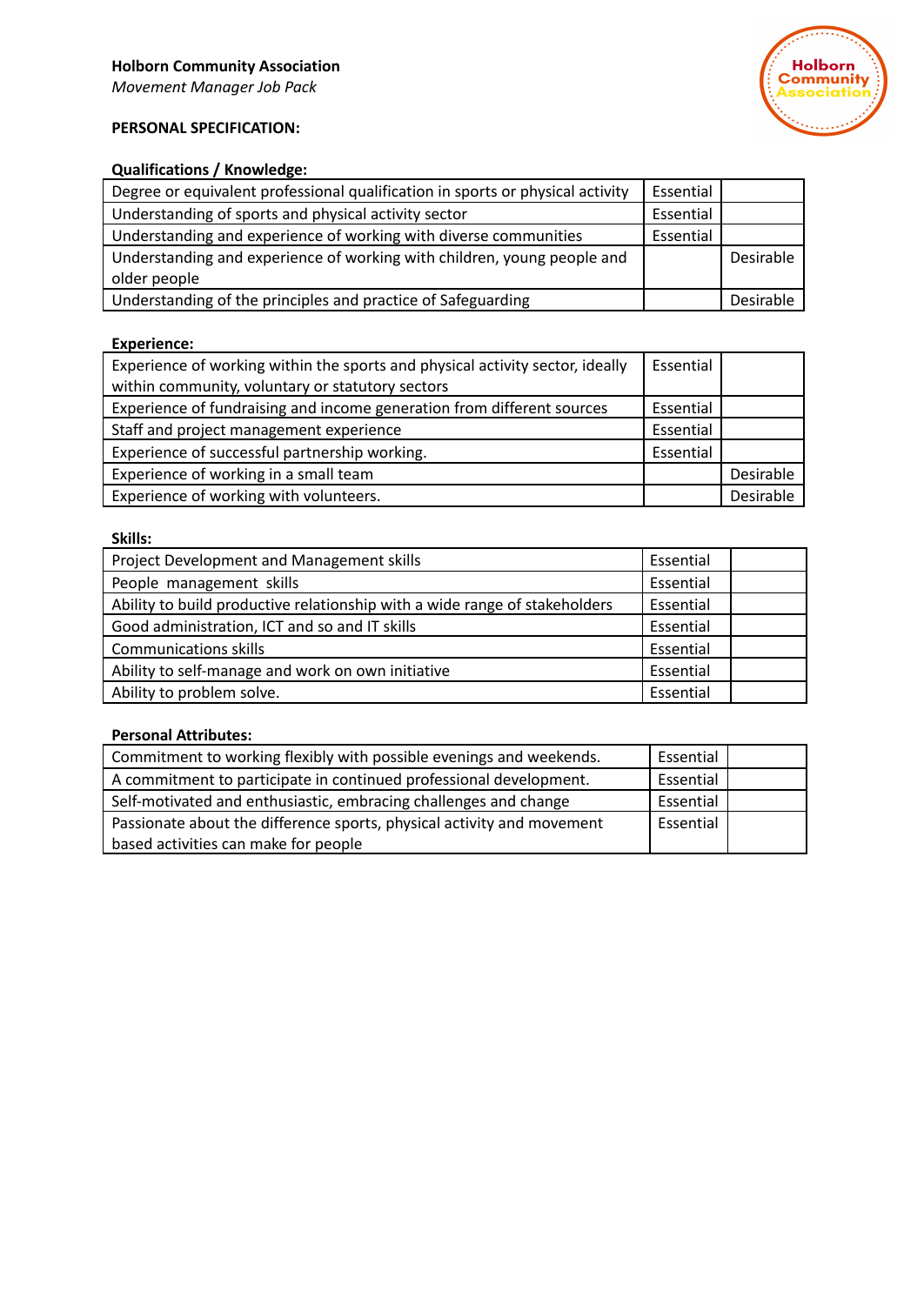**Holborn Community Association**
*Movement Manager Job Pack*

**PERSONAL SPECIFICATION:**

**Qualifications / Knowledge:**

| | | |
|---|---|---|
| Degree or equivalent professional qualification in sports or physical activity | Essential | |
| Understanding of sports and physical activity sector | Essential | |
| Understanding and experience of working with diverse communities | Essential | |
| Understanding and experience of working with children, young people and older people | | Desirable |
| Understanding of the principles and practice of Safeguarding | | Desirable |

**Experience:**

| | | |
|---|---|---|
| Experience of working within the sports and physical activity sector, ideally within community, voluntary or statutory sectors | Essential | |
| Experience of fundraising and income generation from different sources | Essential | |
| Staff and project management experience | Essential | |
| Experience of successful partnership working. | Essential | |
| Experience of working in a small team | | Desirable |
| Experience of working with volunteers. | | Desirable |

**Skills:**

| | | |
|---|---|---|
| Project Development and Management skills | Essential | |
| People management skills | Essential | |
| Ability to build productive relationship with a wide range of stakeholders | Essential | |
| Good administration, ICT and so and IT skills | Essential | |
| Communications skills | Essential | |
| Ability to self-manage and work on own initiative | Essential | |
| Ability to problem solve. | Essential | |

**Personal Attributes:**

| | | |
|---|---|---|
| Commitment to working flexibly with possible evenings and weekends. | Essential | |
| A commitment to participate in continued professional development. | Essential | |
| Self-motivated and enthusiastic, embracing challenges and change | Essential | |
| Passionate about the difference sports, physical activity and movement based activities can make for people | Essential | |